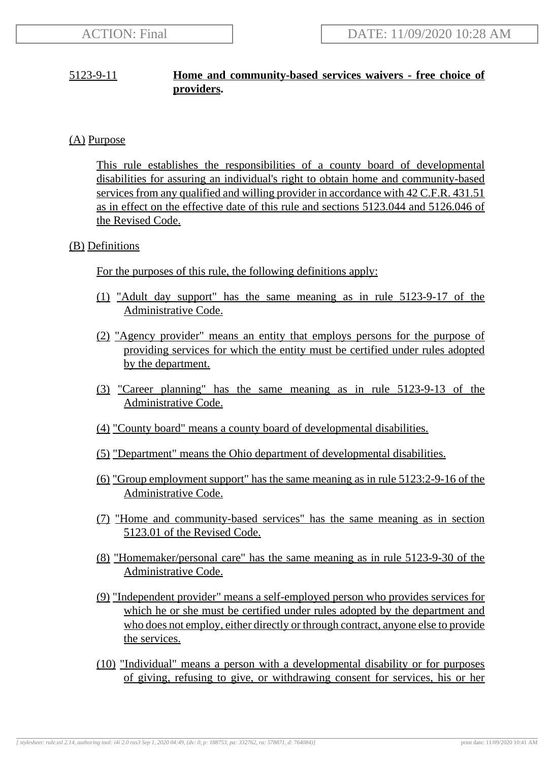ACTION: Final

DATE: 11/09/2020 10:28 AM

## 5123-9-11 **Home and community-based services waivers - free choice of providers.**

(A) Purpose

This rule establishes the responsibilities of a county board of developmental disabilities for assuring an individual's right to obtain home and community-based services from any qualified and willing provider in accordance with 42 C.F.R. 431.51 as in effect on the effective date of this rule and sections 5123.044 and 5126.046 of the Revised Code.

(B) Definitions

For the purposes of this rule, the following definitions apply:

(1) "Adult day support" has the same meaning as in rule 5123-9-17 of the Administrative Code.

(2) "Agency provider" means an entity that employs persons for the purpose of providing services for which the entity must be certified under rules adopted by the department.

(3) "Career planning" has the same meaning as in rule 5123-9-13 of the Administrative Code.

(4) "County board" means a county board of developmental disabilities.

(5) "Department" means the Ohio department of developmental disabilities.

(6) "Group employment support" has the same meaning as in rule 5123:2-9-16 of the Administrative Code.

(7) "Home and community-based services" has the same meaning as in section 5123.01 of the Revised Code.

(8) "Homemaker/personal care" has the same meaning as in rule 5123-9-30 of the Administrative Code.

(9) "Independent provider" means a self-employed person who provides services for which he or she must be certified under rules adopted by the department and who does not employ, either directly or through contract, anyone else to provide the services.

(10) "Individual" means a person with a developmental disability or for purposes of giving, refusing to give, or withdrawing consent for services, his or her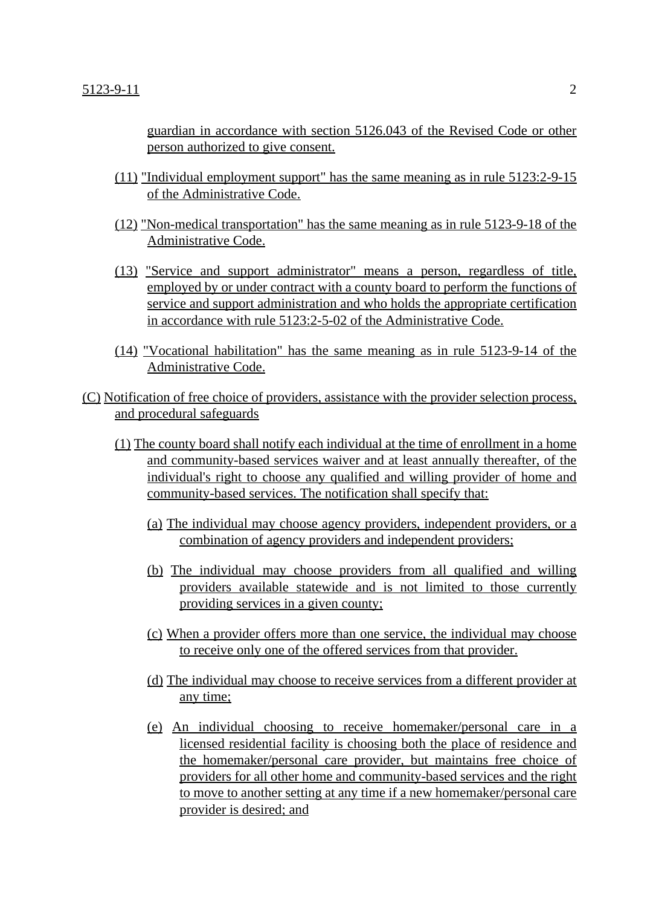guardian in accordance with section 5126.043 of the Revised Code or other person authorized to give consent.

(11) "Individual employment support" has the same meaning as in rule 5123:2-9-15 of the Administrative Code.

(12) "Non-medical transportation" has the same meaning as in rule 5123-9-18 of the Administrative Code.

(13) "Service and support administrator" means a person, regardless of title, employed by or under contract with a county board to perform the functions of service and support administration and who holds the appropriate certification in accordance with rule 5123:2-5-02 of the Administrative Code.

(14) "Vocational habilitation" has the same meaning as in rule 5123-9-14 of the Administrative Code.

(C) Notification of free choice of providers, assistance with the provider selection process, and procedural safeguards

(1) The county board shall notify each individual at the time of enrollment in a home and community-based services waiver and at least annually thereafter, of the individual's right to choose any qualified and willing provider of home and community-based services. The notification shall specify that:

(a) The individual may choose agency providers, independent providers, or a combination of agency providers and independent providers;

(b) The individual may choose providers from all qualified and willing providers available statewide and is not limited to those currently providing services in a given county;

(c) When a provider offers more than one service, the individual may choose to receive only one of the offered services from that provider.

(d) The individual may choose to receive services from a different provider at any time;

(e) An individual choosing to receive homemaker/personal care in a licensed residential facility is choosing both the place of residence and the homemaker/personal care provider, but maintains free choice of providers for all other home and community-based services and the right to move to another setting at any time if a new homemaker/personal care provider is desired; and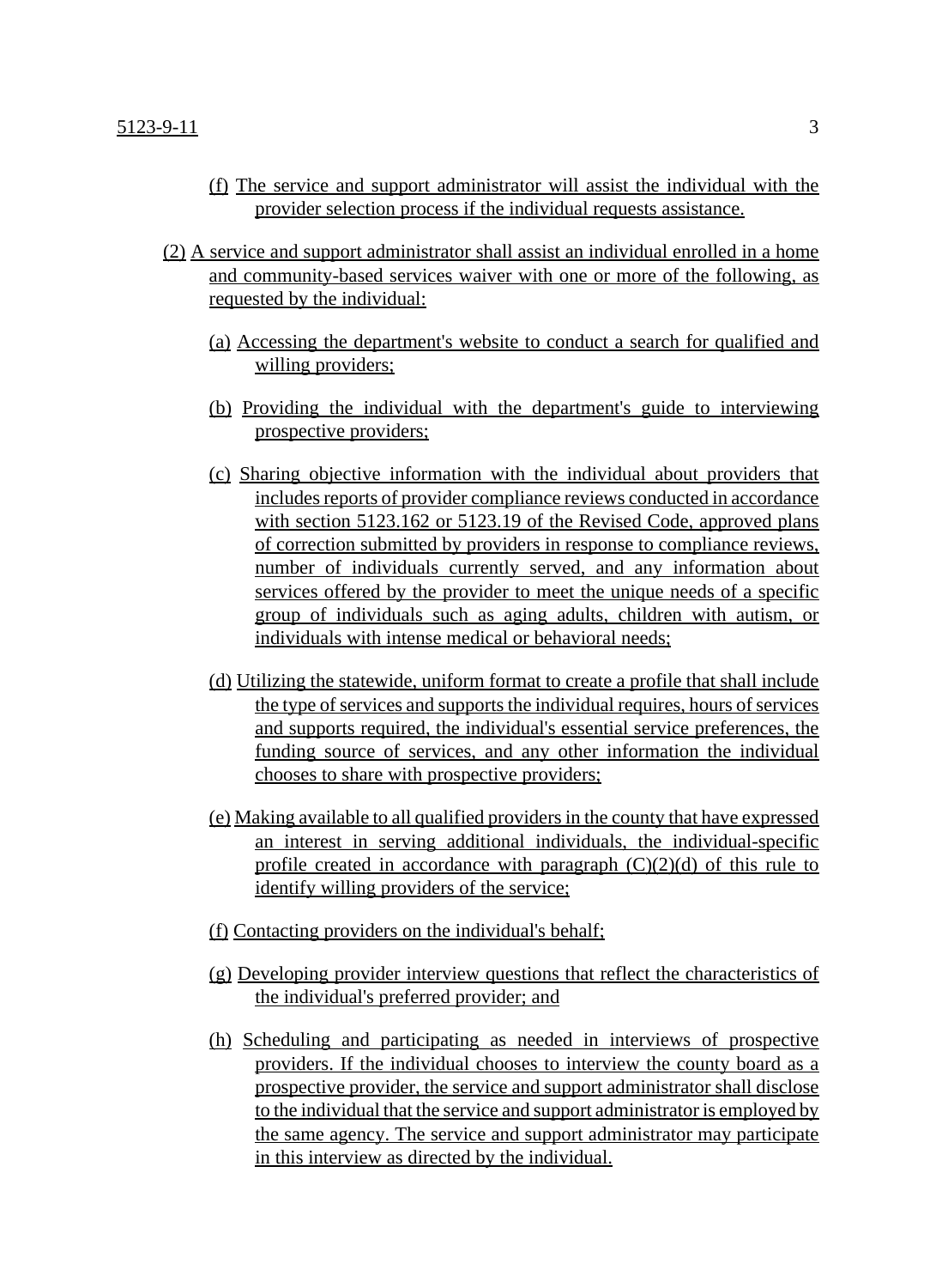(f) The service and support administrator will assist the individual with the provider selection process if the individual requests assistance.

(2) A service and support administrator shall assist an individual enrolled in a home and community-based services waiver with one or more of the following, as requested by the individual:

(a) Accessing the department's website to conduct a search for qualified and willing providers;

(b) Providing the individual with the department's guide to interviewing prospective providers;

(c) Sharing objective information with the individual about providers that includes reports of provider compliance reviews conducted in accordance with section 5123.162 or 5123.19 of the Revised Code, approved plans of correction submitted by providers in response to compliance reviews, number of individuals currently served, and any information about services offered by the provider to meet the unique needs of a specific group of individuals such as aging adults, children with autism, or individuals with intense medical or behavioral needs;

(d) Utilizing the statewide, uniform format to create a profile that shall include the type of services and supports the individual requires, hours of services and supports required, the individual's essential service preferences, the funding source of services, and any other information the individual chooses to share with prospective providers;

(e) Making available to all qualified providers in the county that have expressed an interest in serving additional individuals, the individual-specific profile created in accordance with paragraph (C)(2)(d) of this rule to identify willing providers of the service;

(f) Contacting providers on the individual's behalf;

(g) Developing provider interview questions that reflect the characteristics of the individual's preferred provider; and

(h) Scheduling and participating as needed in interviews of prospective providers. If the individual chooses to interview the county board as a prospective provider, the service and support administrator shall disclose to the individual that the service and support administrator is employed by the same agency. The service and support administrator may participate in this interview as directed by the individual.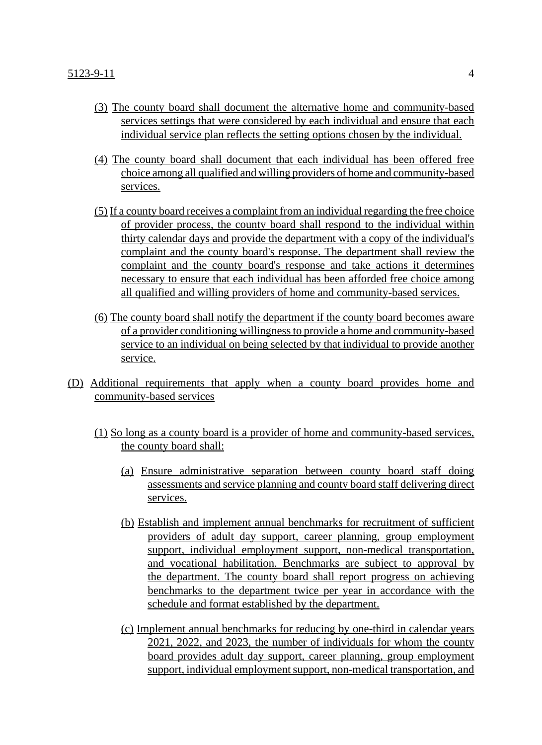(3) The county board shall document the alternative home and community-based services settings that were considered by each individual and ensure that each individual service plan reflects the setting options chosen by the individual.

(4) The county board shall document that each individual has been offered free choice among all qualified and willing providers of home and community-based services.

(5) If a county board receives a complaint from an individual regarding the free choice of provider process, the county board shall respond to the individual within thirty calendar days and provide the department with a copy of the individual's complaint and the county board's response. The department shall review the complaint and the county board's response and take actions it determines necessary to ensure that each individual has been afforded free choice among all qualified and willing providers of home and community-based services.

(6) The county board shall notify the department if the county board becomes aware of a provider conditioning willingness to provide a home and community-based service to an individual on being selected by that individual to provide another service.

(D) Additional requirements that apply when a county board provides home and community-based services

(1) So long as a county board is a provider of home and community-based services, the county board shall:

(a) Ensure administrative separation between county board staff doing assessments and service planning and county board staff delivering direct services.

(b) Establish and implement annual benchmarks for recruitment of sufficient providers of adult day support, career planning, group employment support, individual employment support, non-medical transportation, and vocational habilitation. Benchmarks are subject to approval by the department. The county board shall report progress on achieving benchmarks to the department twice per year in accordance with the schedule and format established by the department.

(c) Implement annual benchmarks for reducing by one-third in calendar years 2021, 2022, and 2023, the number of individuals for whom the county board provides adult day support, career planning, group employment support, individual employment support, non-medical transportation, and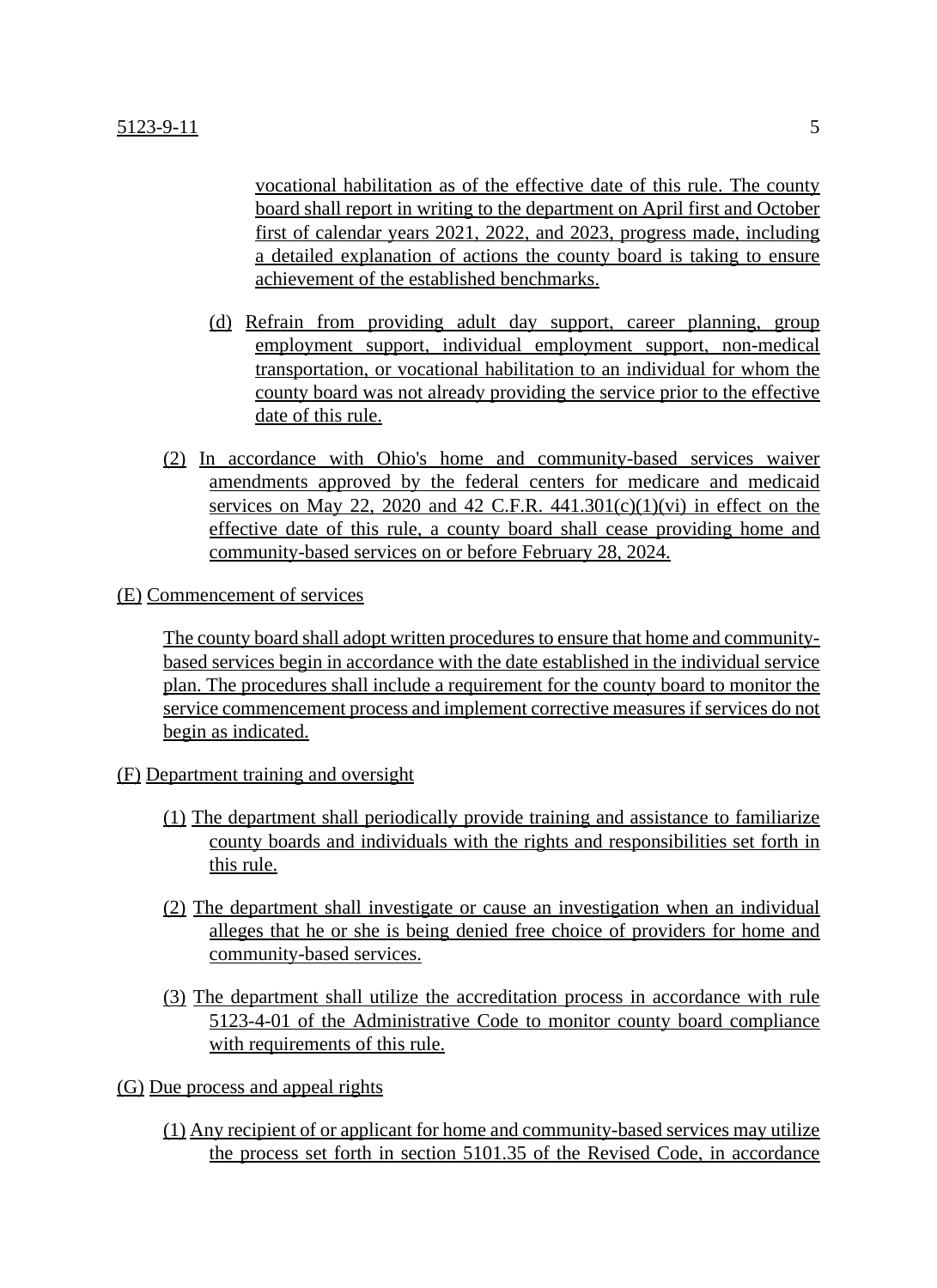vocational habilitation as of the effective date of this rule. The county board shall report in writing to the department on April first and October first of calendar years 2021, 2022, and 2023, progress made, including a detailed explanation of actions the county board is taking to ensure achievement of the established benchmarks.

(d) Refrain from providing adult day support, career planning, group employment support, individual employment support, non-medical transportation, or vocational habilitation to an individual for whom the county board was not already providing the service prior to the effective date of this rule.

(2) In accordance with Ohio's home and community-based services waiver amendments approved by the federal centers for medicare and medicaid services on May 22, 2020 and 42 C.F.R. 441.301(c)(1)(vi) in effect on the effective date of this rule, a county board shall cease providing home and community-based services on or before February 28, 2024.

(E) Commencement of services

The county board shall adopt written procedures to ensure that home and community-based services begin in accordance with the date established in the individual service plan. The procedures shall include a requirement for the county board to monitor the service commencement process and implement corrective measures if services do not begin as indicated.

(F) Department training and oversight

(1) The department shall periodically provide training and assistance to familiarize county boards and individuals with the rights and responsibilities set forth in this rule.

(2) The department shall investigate or cause an investigation when an individual alleges that he or she is being denied free choice of providers for home and community-based services.

(3) The department shall utilize the accreditation process in accordance with rule 5123-4-01 of the Administrative Code to monitor county board compliance with requirements of this rule.

(G) Due process and appeal rights

(1) Any recipient of or applicant for home and community-based services may utilize the process set forth in section 5101.35 of the Revised Code, in accordance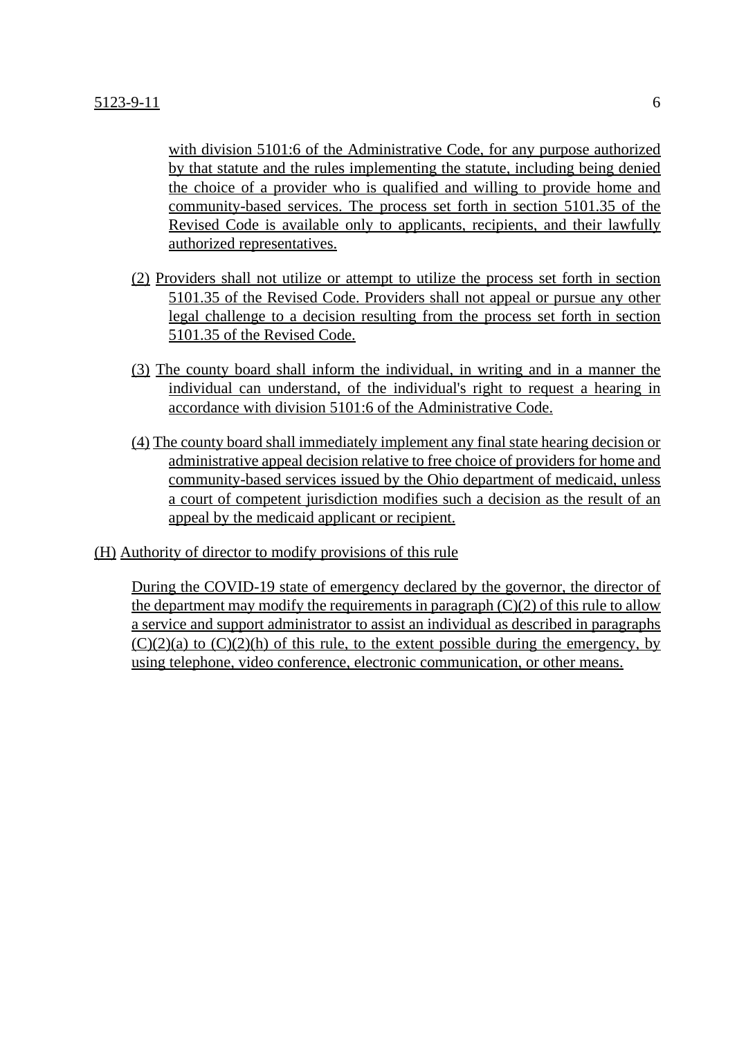with division 5101:6 of the Administrative Code, for any purpose authorized by that statute and the rules implementing the statute, including being denied the choice of a provider who is qualified and willing to provide home and community-based services. The process set forth in section 5101.35 of the Revised Code is available only to applicants, recipients, and their lawfully authorized representatives.

(2) Providers shall not utilize or attempt to utilize the process set forth in section 5101.35 of the Revised Code. Providers shall not appeal or pursue any other legal challenge to a decision resulting from the process set forth in section 5101.35 of the Revised Code.

(3) The county board shall inform the individual, in writing and in a manner the individual can understand, of the individual's right to request a hearing in accordance with division 5101:6 of the Administrative Code.

(4) The county board shall immediately implement any final state hearing decision or administrative appeal decision relative to free choice of providers for home and community-based services issued by the Ohio department of medicaid, unless a court of competent jurisdiction modifies such a decision as the result of an appeal by the medicaid applicant or recipient.

(H) Authority of director to modify provisions of this rule

During the COVID-19 state of emergency declared by the governor, the director of the department may modify the requirements in paragraph (C)(2) of this rule to allow a service and support administrator to assist an individual as described in paragraphs (C)(2)(a) to (C)(2)(h) of this rule, to the extent possible during the emergency, by using telephone, video conference, electronic communication, or other means.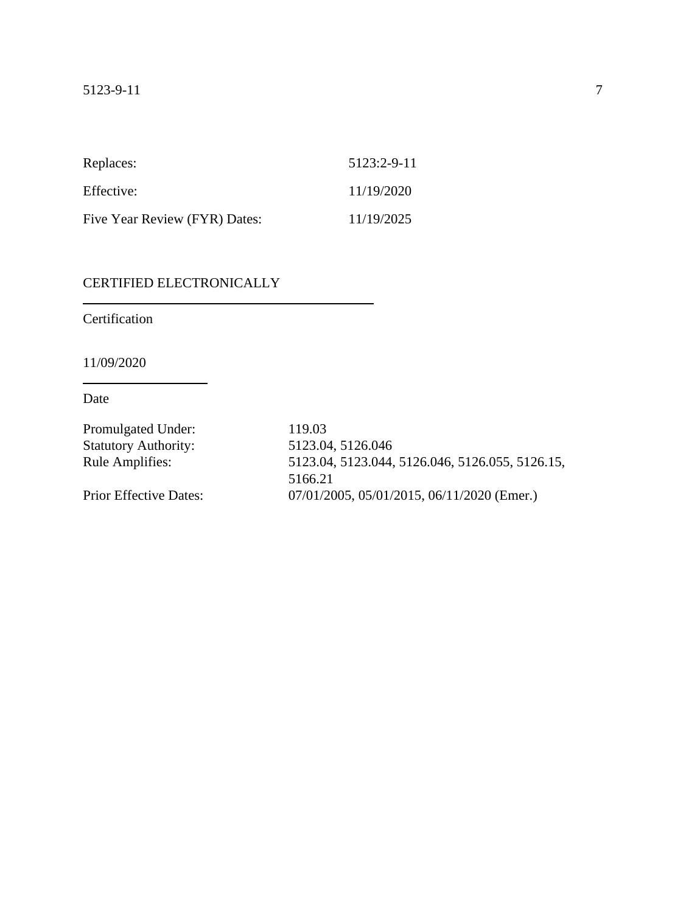| | |
|---|---|
| Replaces: | 5123:2-9-11 |
| Effective: | 11/19/2020 |
| Five Year Review (FYR) Dates: | 11/19/2025 |

CERTIFIED ELECTRONICALLY

---

Certification

11/09/2020

---

Date

| | |
|---|---|
| Promulgated Under: | 119.03 |
| Statutory Authority: | 5123.04, 5126.046 |
| Rule Amplifies: | 5123.04, 5123.044, 5126.046, 5126.055, 5126.15, 5166.21 |
| Prior Effective Dates: | 07/01/2005, 05/01/2015, 06/11/2020 (Emer.) |